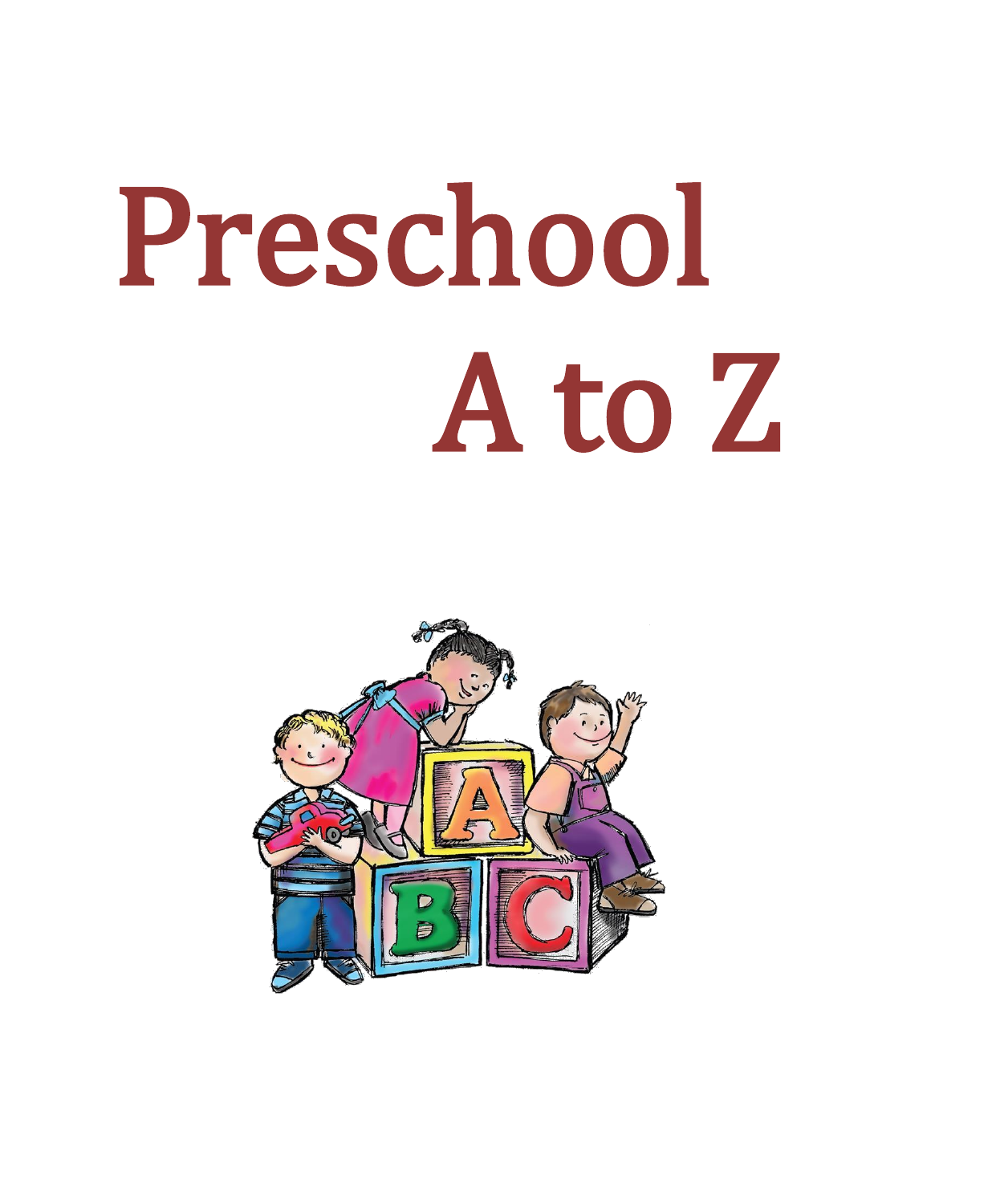# Preschool A to Z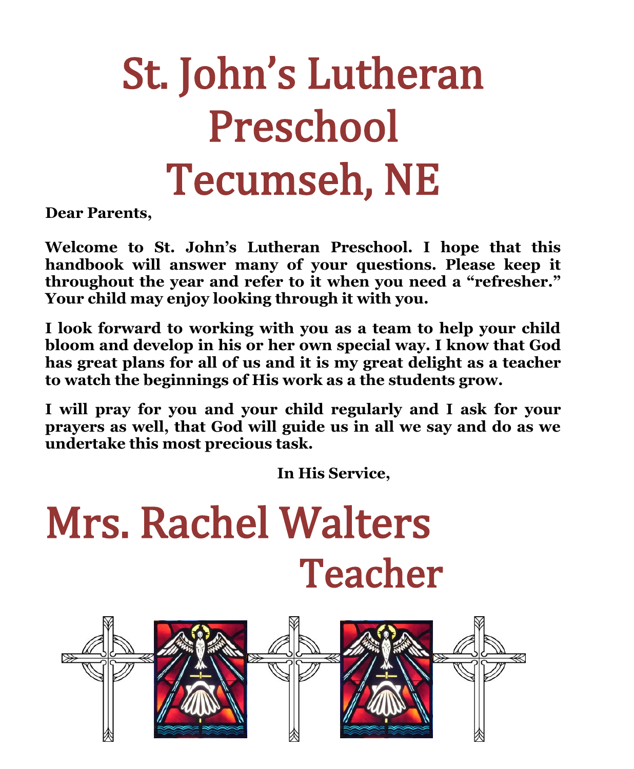# St. John's Lutheran Preschool Tecumseh, NE

**Dear Parents,**

**Welcome to St. John's Lutheran Preschool. I hope that this handbook will answer many of your questions. Please keep it throughout the year and refer to it when you need a "refresher." Your child may enjoy looking through it with you.**

**I look forward to working with you as a team to help your child bloom and develop in his or her own special way. I know that God has great plans for all of us and it is my great delight as a teacher to watch the beginnings of His work as a the students grow.**

**I will pray for you and your child regularly and I ask for your prayers as well, that God will guide us in all we say and do as we undertake this most precious task.**

**In His Service,**

# Mrs. Rachel Walters

# Teacher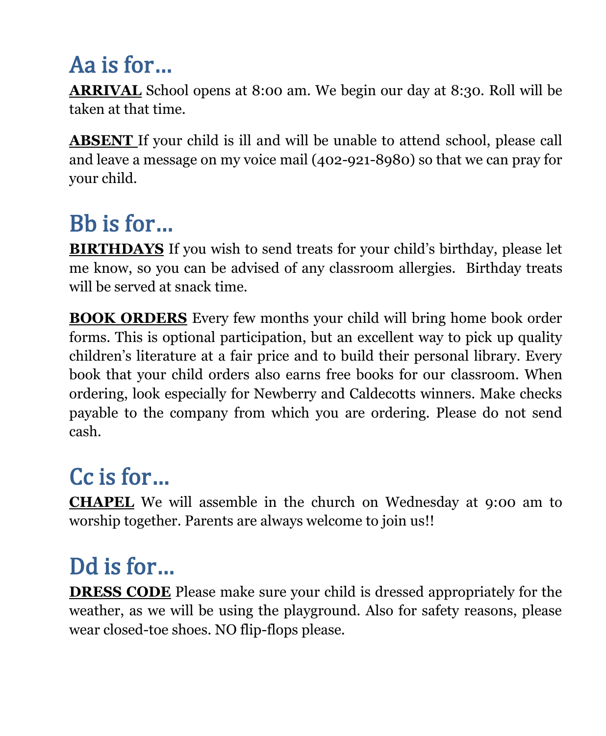## Aa is for…

**ARRIVAL** School opens at 8:00 am. We begin our day at 8:30. Roll will be taken at that time.

**ABSENT** If your child is ill and will be unable to attend school, please call and leave a message on my voice mail (402-921-8980) so that we can pray for your child.

## Bb is for…

**BIRTHDAYS** If you wish to send treats for your child's birthday, please let me know, so you can be advised of any classroom allergies. Birthday treats will be served at snack time.

**BOOK ORDERS** Every few months your child will bring home book order forms. This is optional participation, but an excellent way to pick up quality children's literature at a fair price and to build their personal library. Every book that your child orders also earns free books for our classroom. When ordering, look especially for Newberry and Caldecotts winners. Make checks payable to the company from which you are ordering. Please do not send cash.

## Cc is for…

**CHAPEL** We will assemble in the church on Wednesday at 9:00 am to worship together. Parents are always welcome to join us!!

## Dd is for…

**DRESS CODE** Please make sure your child is dressed appropriately for the weather, as we will be using the playground. Also for safety reasons, please wear closed-toe shoes. NO flip-flops please.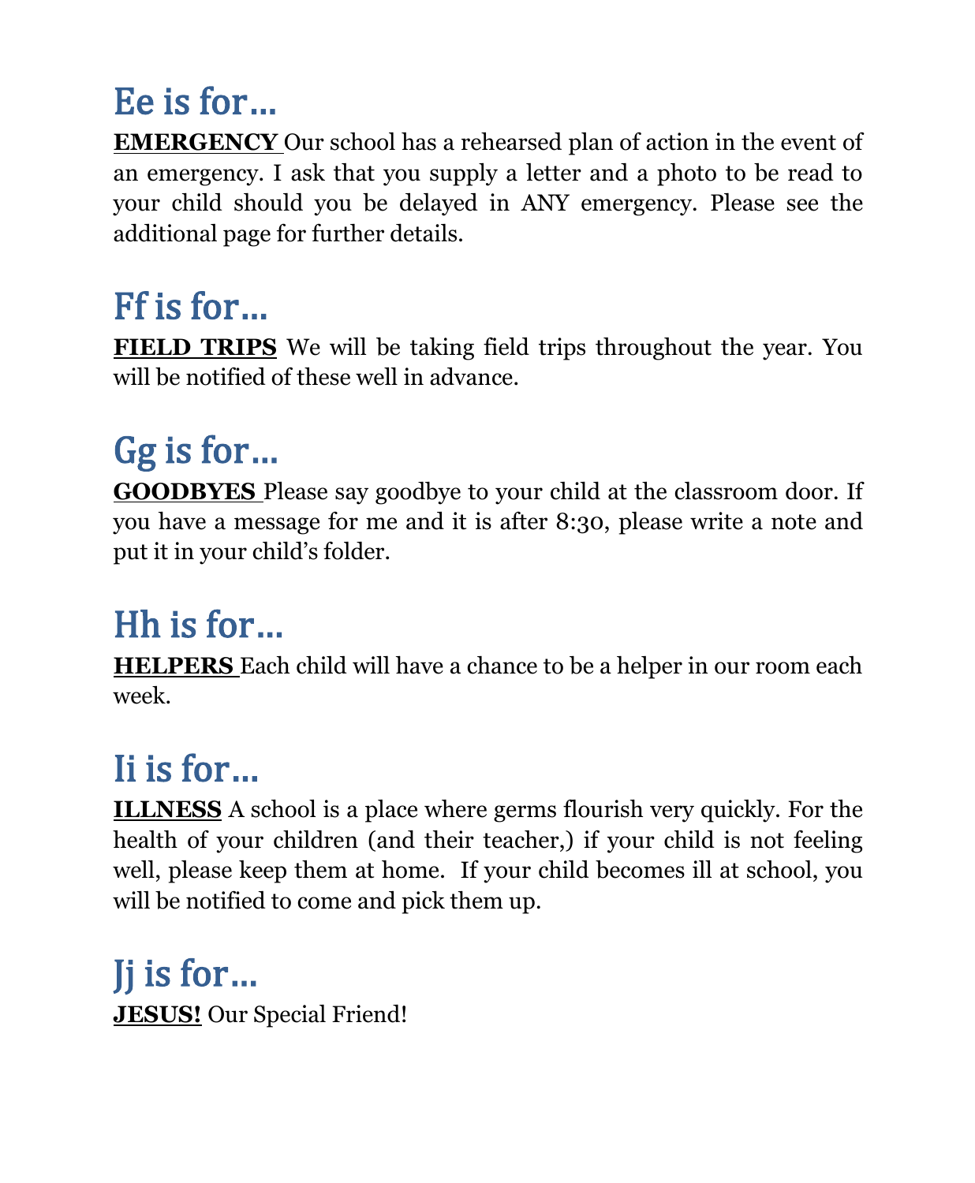## Ee is for…

**EMERGENCY** Our school has a rehearsed plan of action in the event of an emergency. I ask that you supply a letter and a photo to be read to your child should you be delayed in ANY emergency. Please see the additional page for further details.

## Ff is for…

**FIELD TRIPS** We will be taking field trips throughout the year. You will be notified of these well in advance.

## Gg is for…

**GOODBYES** Please say goodbye to your child at the classroom door. If you have a message for me and it is after 8:30, please write a note and put it in your child's folder.

## Hh is for…

**HELPERS** Each child will have a chance to be a helper in our room each week.

## Ii is for…

**ILLNESS** A school is a place where germs flourish very quickly. For the health of your children (and their teacher,) if your child is not feeling well, please keep them at home. If your child becomes ill at school, you will be notified to come and pick them up.

## Jj is for…

**JESUS!** Our Special Friend!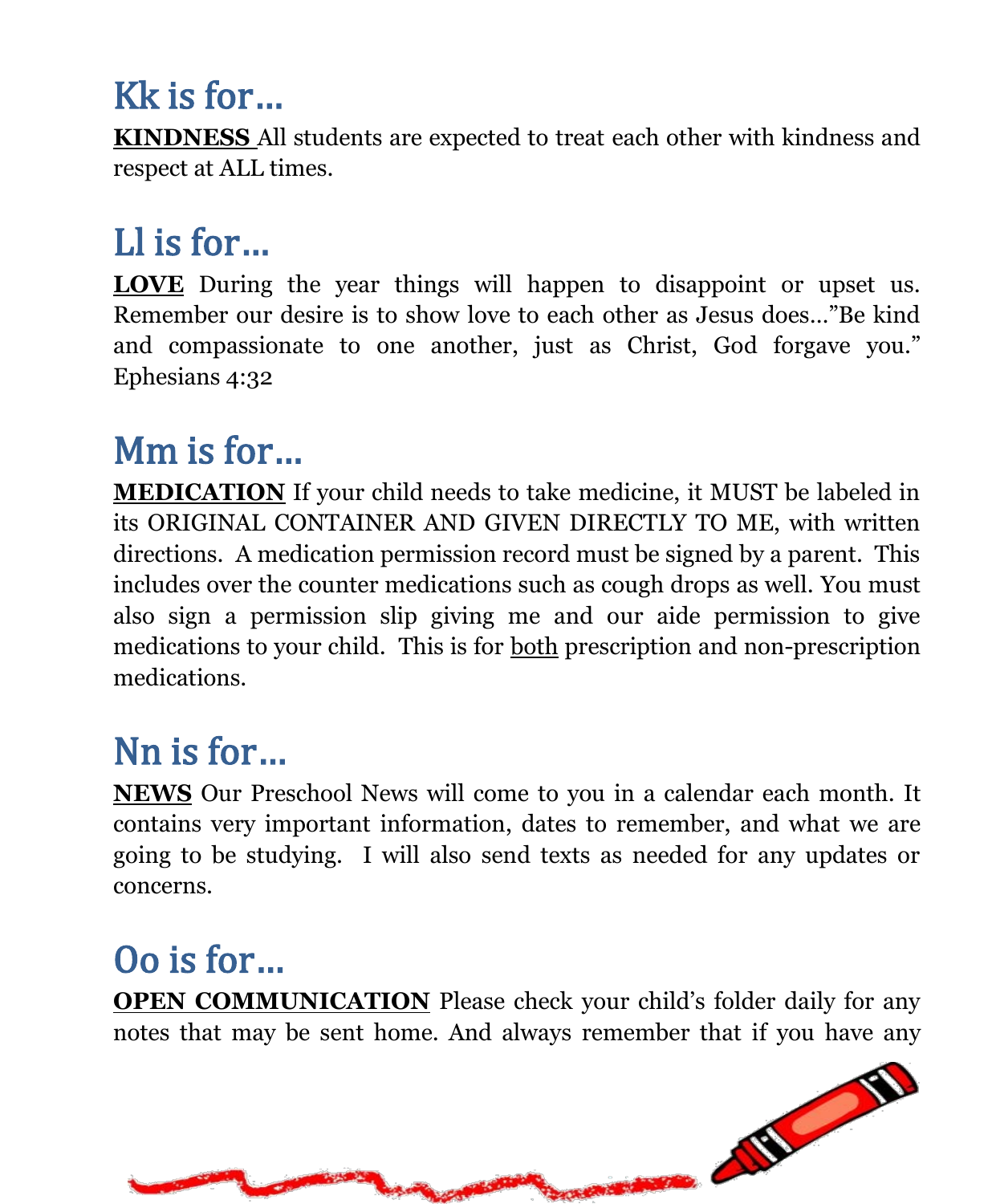# Kk is for…

**KINDNESS** All students are expected to treat each other with kindness and respect at ALL times.

# Ll is for…

**LOVE** During the year things will happen to disappoint or upset us. Remember our desire is to show love to each other as Jesus does…"Be kind and compassionate to one another, just as Christ, God forgave you." Ephesians 4:32

# Mm is for…

**MEDICATION** If your child needs to take medicine, it MUST be labeled in its ORIGINAL CONTAINER AND GIVEN DIRECTLY TO ME, with written directions. A medication permission record must be signed by a parent. This includes over the counter medications such as cough drops as well. You must also sign a permission slip giving me and our aide permission to give medications to your child. This is for both prescription and non-prescription medications.

# Nn is for…

**NEWS** Our Preschool News will come to you in a calendar each month. It contains very important information, dates to remember, and what we are going to be studying. I will also send texts as needed for any updates or concerns.

# Oo is for…

**OPEN COMMUNICATION** Please check your child's folder daily for any notes that may be sent home. And always remember that if you have any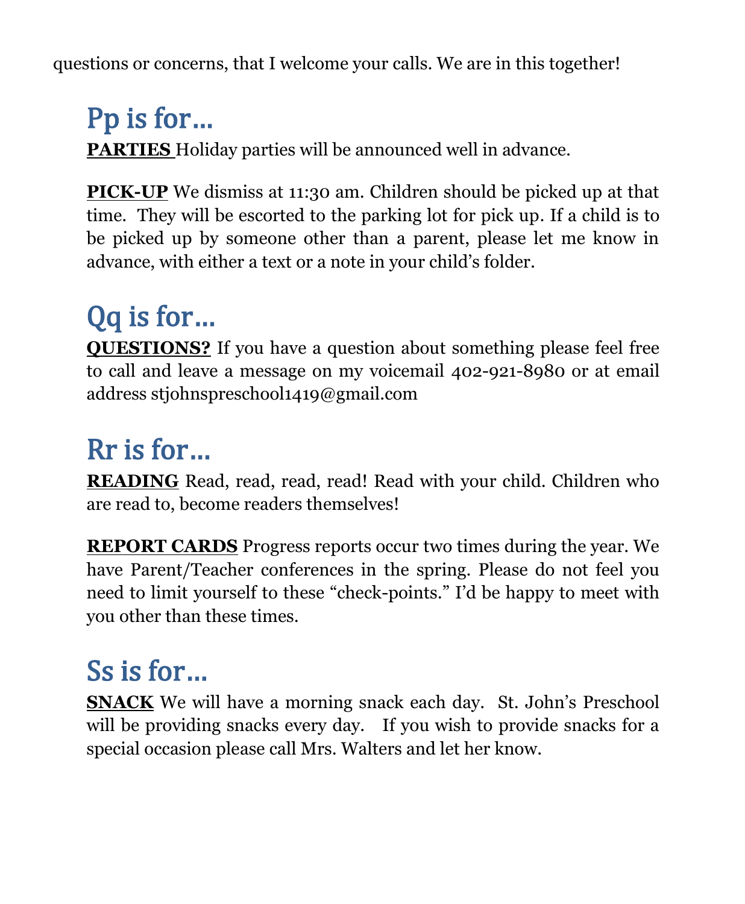questions or concerns, that I welcome your calls. We are in this together!

## Pp is for…

**PARTIES** Holiday parties will be announced well in advance.

**PICK-UP** We dismiss at 11:30 am. Children should be picked up at that time. They will be escorted to the parking lot for pick up. If a child is to be picked up by someone other than a parent, please let me know in advance, with either a text or a note in your child's folder.

## Qq is for…

**QUESTIONS?** If you have a question about something please feel free to call and leave a message on my voicemail 402-921-8980 or at email address stjohnspreschool1419@gmail.com

## Rr is for…

**READING** Read, read, read, read! Read with your child. Children who are read to, become readers themselves!

**REPORT CARDS** Progress reports occur two times during the year. We have Parent/Teacher conferences in the spring. Please do not feel you need to limit yourself to these "check-points." I'd be happy to meet with you other than these times.

## Ss is for…

**SNACK** We will have a morning snack each day. St. John's Preschool will be providing snacks every day. If you wish to provide snacks for a special occasion please call Mrs. Walters and let her know.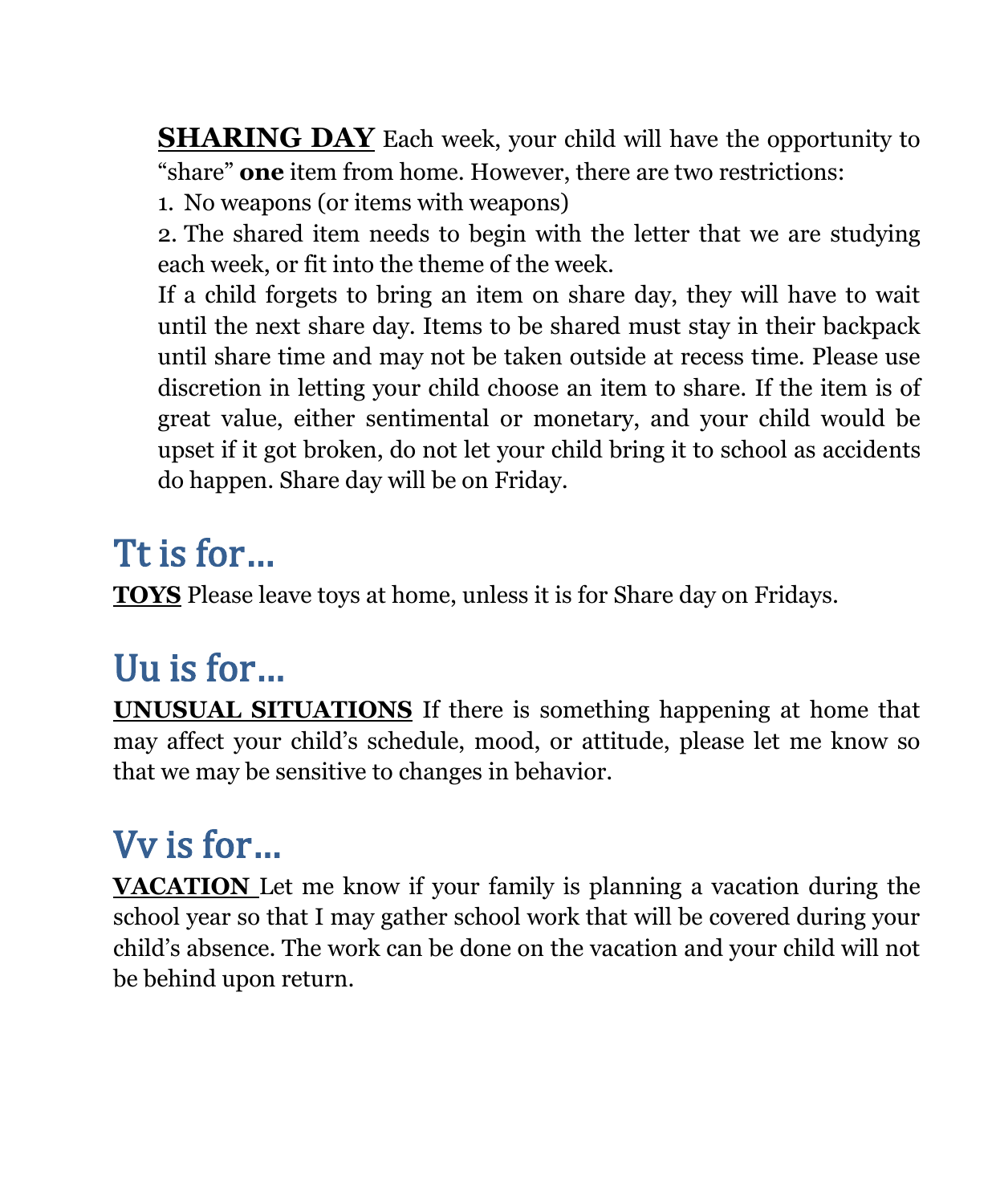**SHARING DAY** Each week, your child will have the opportunity to "share" **one** item from home. However, there are two restrictions:

1. No weapons (or items with weapons)
2. The shared item needs to begin with the letter that we are studying each week, or fit into the theme of the week.

If a child forgets to bring an item on share day, they will have to wait until the next share day. Items to be shared must stay in their backpack until share time and may not be taken outside at recess time. Please use discretion in letting your child choose an item to share. If the item is of great value, either sentimental or monetary, and your child would be upset if it got broken, do not let your child bring it to school as accidents do happen. Share day will be on Friday.

## Tt is for…

**TOYS** Please leave toys at home, unless it is for Share day on Fridays.

## Uu is for…

**UNUSUAL SITUATIONS** If there is something happening at home that may affect your child's schedule, mood, or attitude, please let me know so that we may be sensitive to changes in behavior.

## Vv is for…

**VACATION** Let me know if your family is planning a vacation during the school year so that I may gather school work that will be covered during your child's absence. The work can be done on the vacation and your child will not be behind upon return.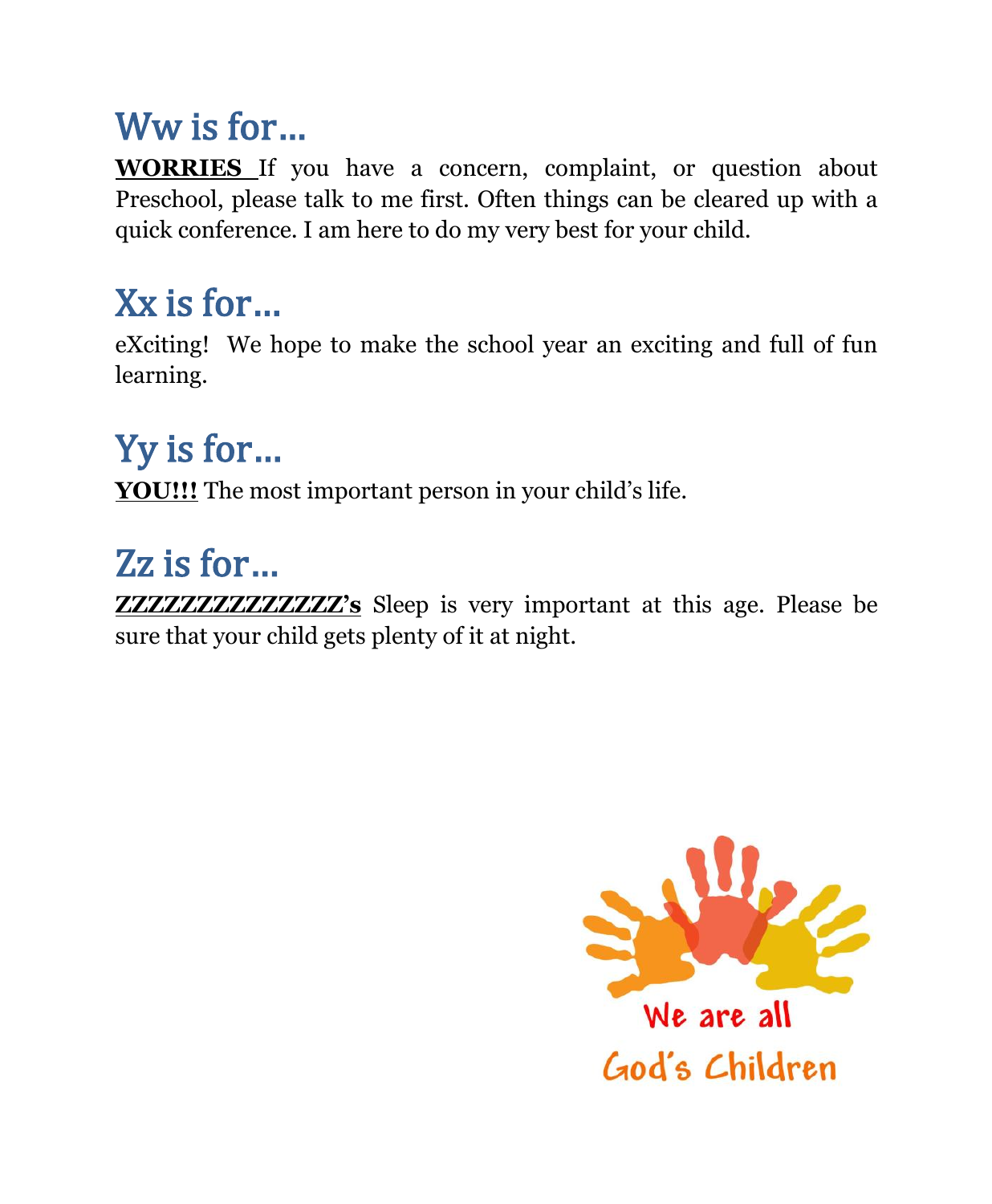## Ww is for…

**WORRIES** If you have a concern, complaint, or question about Preschool, please talk to me first. Often things can be cleared up with a quick conference. I am here to do my very best for your child.

## Xx is for…

eXciting! We hope to make the school year an exciting and full of fun learning.

## Yy is for…

**YOU!!!** The most important person in your child's life.

## Zz is for…

**ZZZZZZZZZZZZZZ's** Sleep is very important at this age. Please be sure that your child gets plenty of it at night.

We are all

God's Children